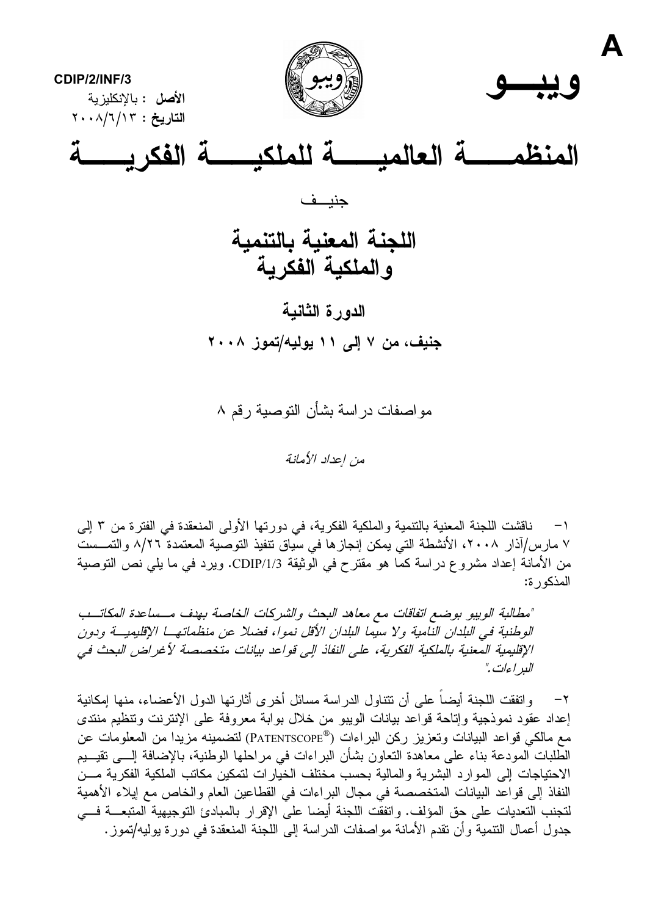A

CDIP/2/INF/3

**الأصل** : بالإنكليزية

**التاريخ** : ٢٠٠٨/٦/١٣

**ويبـــو**

# المنظمـــــة العالميـــــة للملكيـــــة الفكريـــــة

جنيــف

## اللجنة المعنية بالتنمية والملكية الفكرية

### الدورة الثانية

### جنيف، من ٧ إلى ١١ يوليه/تموز ٢٠٠٨

مواصفات دراسة بشأن التوصية رقم ٨

*من إعداد الأمانة*

١- ناقشت اللجنة المعنية بالتنمية والملكية الفكرية، في دورتها الأولى المنعقدة في الفترة من ٣ إلى ٧ مارس/آذار ٢٠٠٨، الأنشطة التي يمكن إنجازها في سياق تنفيذ التوصية المعتمدة ٨/٢٦ والتمست من الأمانة إعداد مشروع دراسة كما هو مقترح في الوثيقة CDIP/1/3. ويرد في ما يلي نص التوصية المذكورة:

*"مطالبة الويبو بوضع اتفاقات مع معاهد البحث والشركات الخاصة بهدف مساعدة المكاتب الوطنية في البلدان النامية ولا سيما البلدان الأقل نموا، فضلا عن منظماتها الإقليمية ودون الإقليمية المعنية بالملكية الفكرية، على النفاذ إلى قواعد بيانات متخصصة لأغراض البحث في البراءات."*

٢- واتفقت اللجنة أيضاً على أن تتناول الدراسة مسائل أخرى أثارتها الدول الأعضاء، منها إمكانية إعداد عقود نموذجية وإتاحة قواعد بيانات الويبو من خلال بوابة معروفة على الإنترنت وتنظيم منتدى مع مالكي قواعد البيانات وتعزيز ركن البراءات (PATENTSCOPE®) لتضمينه مزيدا من المعلومات عن الطلبات المودعة بناء على معاهدة التعاون بشأن البراءات في مراحلها الوطنية، بالإضافة إلى تقييم الاحتياجات إلى الموارد البشرية والمالية بحسب مختلف الخيارات لتمكين مكاتب الملكية الفكرية من النفاذ إلى قواعد البيانات المتخصصة في مجال البراءات في القطاعين العام والخاص مع إيلاء الأهمية لتجنب التعديات على حق المؤلف. واتفقت اللجنة أيضا على الإقرار بالمبادئ التوجيهية المتبعة في جدول أعمال التنمية وأن تقدم الأمانة مواصفات الدراسة إلى اللجنة المنعقدة في دورة يوليه/تموز.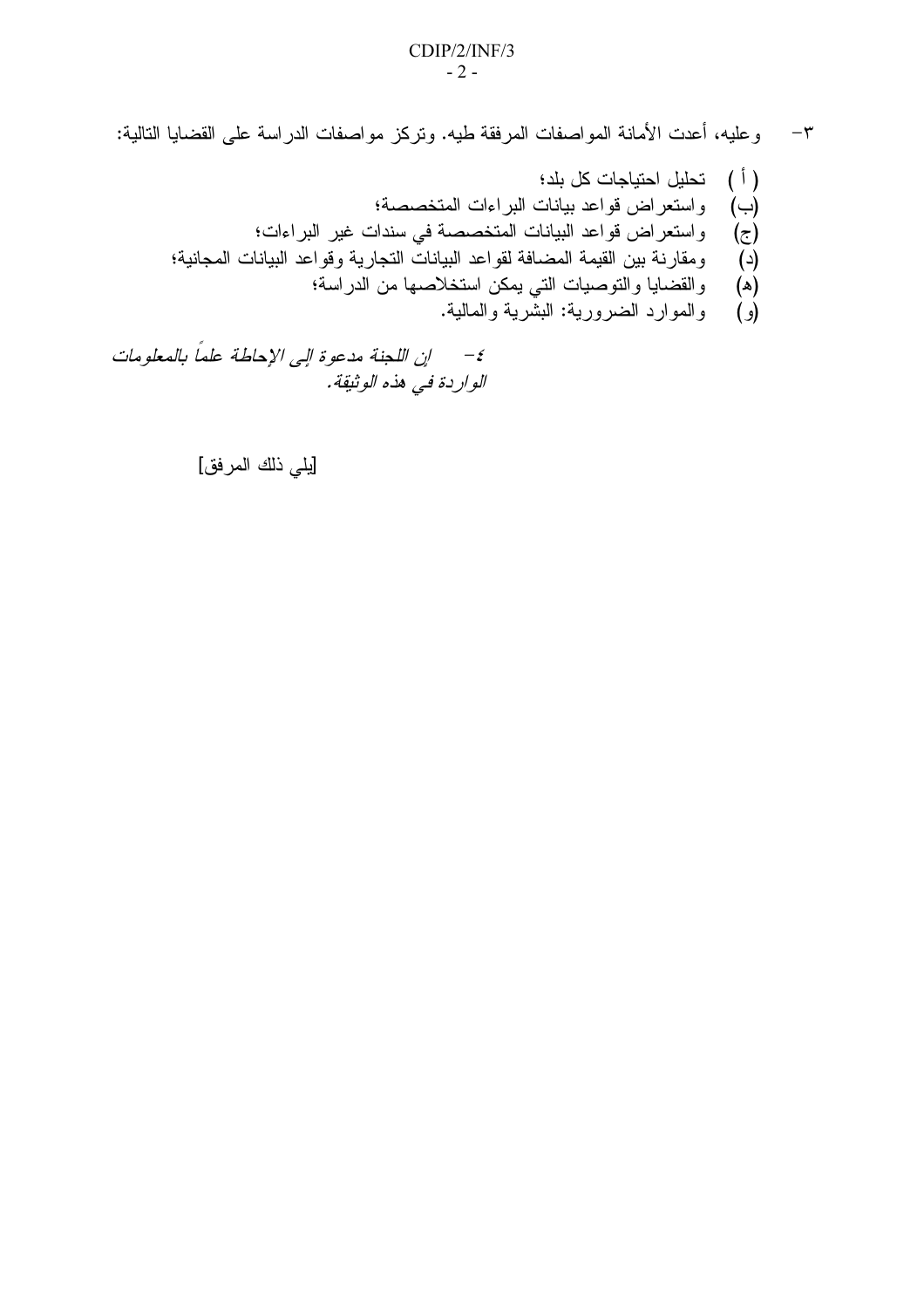٣- وعليه، أعدت الأمانة المواصفات المرفقة طيه. وتركز مواصفات الدراسة على القضايا التالية:

(أ) تحليل احتياجات كل بلد؛
(ب) واستعراض قواعد بيانات البراءات المتخصصة؛
(ج) واستعراض قواعد البيانات المتخصصة في سندات غير البراءات؛
(د) ومقارنة بين القيمة المضافة لقواعد البيانات التجارية وقواعد البيانات المجانية؛
(ه) والقضايا والتوصيات التي يمكن استخلاصها من الدراسة؛
(و) والموارد الضرورية: البشرية والمالية.

*٤- إن اللجنة مدعوة إلى الإحاطة علماً بالمعلومات الواردة في هذه الوثيقة.*

[يلي ذلك المرفق]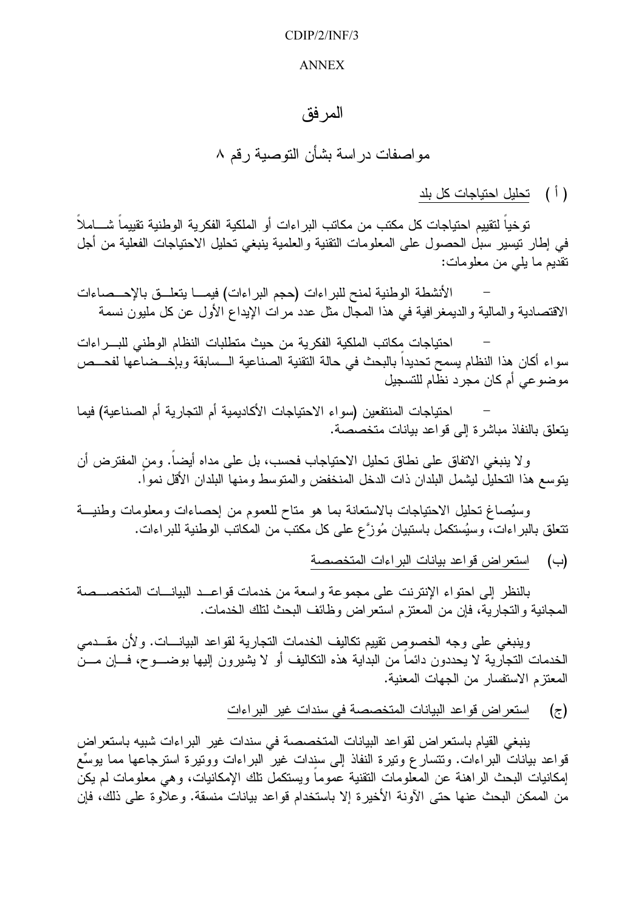# المرفق

## مواصفات دراسة بشأن التوصية رقم ٨

(أ) تحليل احتياجات كل بلد

توخياً لتقييم احتياجات كل مكتب من مكاتب البراءات أو الملكية الفكرية الوطنية تقييماً شاملاً في إطار تيسير سبل الحصول على المعلومات التقنية والعلمية ينبغي تحليل الاحتياجات الفعلية من أجل تقديم ما يلي من معلومات:

- الأنشطة الوطنية لمنح للبراءات (حجم البراءات) فيما يتعلق بالإحصاءات الاقتصادية والمالية والديمغرافية في هذا المجال مثل عدد مرات الإيداع الأول عن كل مليون نسمة
- احتياجات مكاتب الملكية الفكرية من حيث متطلبات النظام الوطني للبراءات سواء أكان هذا النظام يسمح تحديداً بالبحث في حالة التقنية الصناعية السابقة وبإخضاعها لفحص موضوعي أم كان مجرد نظام للتسجيل
- احتياجات المنتفعين (سواء الاحتياجات الأكاديمية أم التجارية أم الصناعية) فيما يتعلق بالنفاذ مباشرة إلى قواعد بيانات متخصصة.

ولا ينبغي الاتفاق على نطاق تحليل الاحتياجات فحسب، بل على مداه أيضاً. ومن المفترض أن يتوسع هذا التحليل ليشمل البلدان ذات الدخل المنخفض والمتوسط ومنها البلدان الأقل نمواً.

وسيُصاغ تحليل الاحتياجات بالاستعانة بما هو متاح للعموم من إحصاءات ومعلومات وطنية تتعلق بالبراءات، وسيُستكمل باستبيان مُوزَّع على كل مكتب من المكاتب الوطنية للبراءات.

(ب) استعراض قواعد بيانات البراءات المتخصصة

بالنظر إلى احتواء الإنترنت على مجموعة واسعة من خدمات قواعد البيانات المتخصصة المجانية والتجارية، فإن من المعتزم استعراض وظائف البحث لتلك الخدمات.

وينبغي على وجه الخصوص تقييم تكاليف الخدمات التجارية لقواعد البيانات. ولأن مقدمي الخدمات التجارية لا يحددون دائماً من البداية هذه التكاليف أو لا يشيرون إليها بوضوح، فإن من المعتزم الاستفسار من الجهات المعنية.

(ج) استعراض قواعد البيانات المتخصصة في سندات غير البراءات

ينبغي القيام باستعراض لقواعد البيانات المتخصصة في سندات غير البراءات شبيه باستعراض قواعد بيانات البراءات. وتتسارع وتيرة النفاذ إلى سندات غير البراءات ووتيرة استرجاعها مما يوسِّع إمكانيات البحث الراهنة عن المعلومات التقنية عموماً ويستكمل تلك الإمكانيات، وهي معلومات لم يكن من الممكن البحث عنها حتى الآونة الأخيرة إلا باستخدام قواعد بيانات منسقة. وعلاوة على ذلك، فإن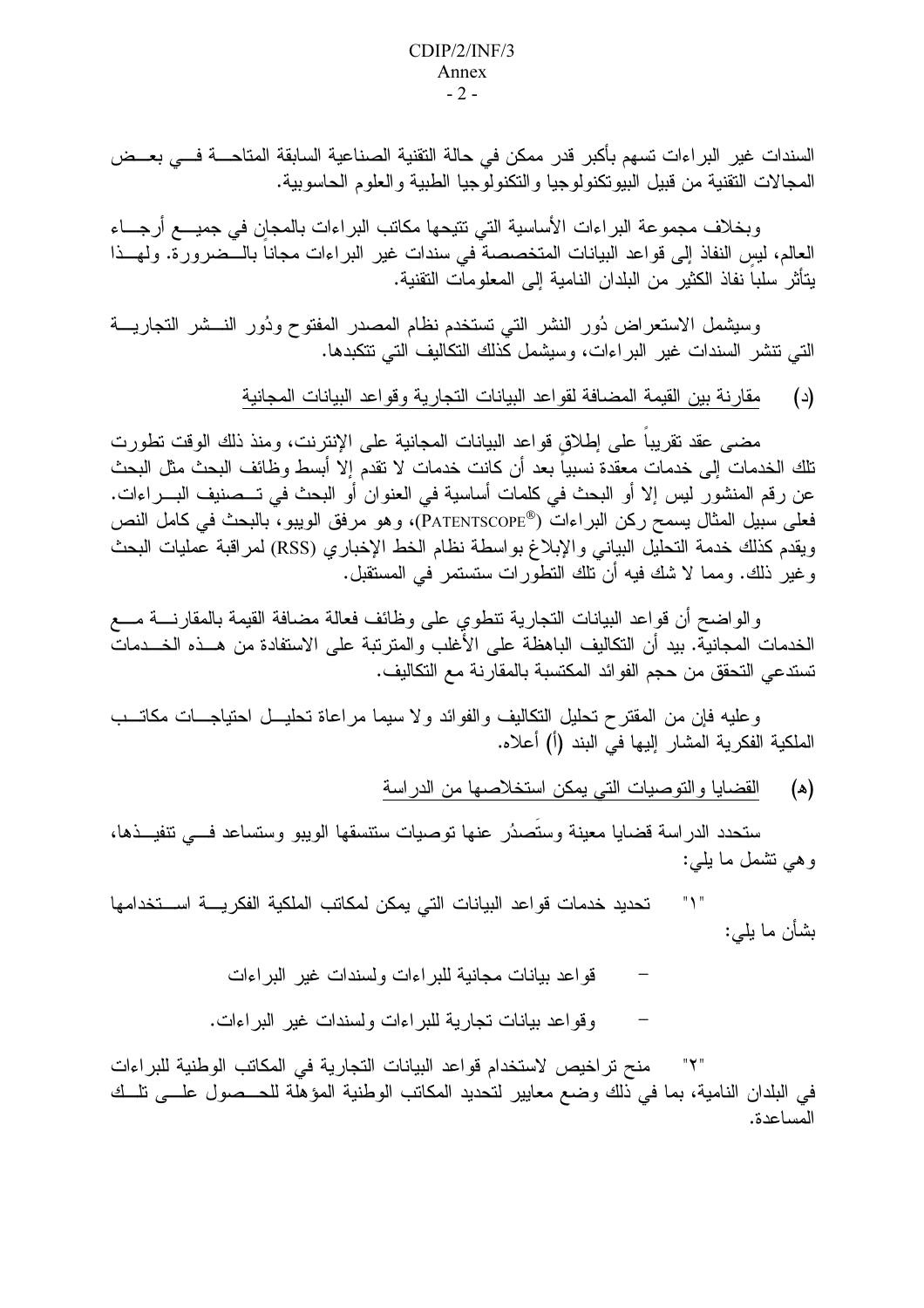السندات غير البراءات تسهم بأكبر قدر ممكن في حالة التقنية الصناعية السابقة المتاحة في بعض المجالات التقنية من قبيل البيوتكنولوجيا والتكنولوجيا الطبية والعلوم الحاسوبية.

وبخلاف مجموعة البراءات الأساسية التي تتيحها مكاتب البراءات بالمجان في جميع أرجاء العالم، ليس النفاذ إلى قواعد البيانات المتخصصة في سندات غير البراءات مجاناً بالضرورة. ولهذا يتأثر سلباً نفاذ الكثير من البلدان النامية إلى المعلومات التقنية.

وسيشمل الاستعراض دُور النشر التي تستخدم نظام المصدر المفتوح ودُور النشر التجارية التي تنشر السندات غير البراءات، وسيشمل كذلك التكاليف التي تتكبدها.

(د) مقارنة بين القيمة المضافة لقواعد البيانات التجارية وقواعد البيانات المجانية

مضى عقد تقريباً على إطلاق قواعد البيانات المجانية على الإنترنت، ومنذ ذلك الوقت تطورت تلك الخدمات إلى خدمات معقدة نسبياً بعد أن كانت خدمات لا تقدم إلا أبسط وظائف البحث مثل البحث عن رقم المنشور ليس إلا أو البحث في كلمات أساسية في العنوان أو البحث في تصنيف البراءات. فعلى سبيل المثال يسمح ركن البراءات (PATENTSCOPE®)، وهو مرفق الويبو، بالبحث في كامل النص ويقدم كذلك خدمة التحليل البياني والإبلاغ بواسطة نظام الخط الإخباري (RSS) لمراقبة عمليات البحث وغير ذلك. ومما لا شك فيه أن تلك التطورات ستستمر في المستقبل.

والواضح أن قواعد البيانات التجارية تنطوي على وظائف فعالة مضافة القيمة بالمقارنة مع الخدمات المجانية. بيد أن التكاليف الباهظة على الأغلب والمترتبة على الاستفادة من هذه الخدمات تستدعي التحقق من حجم الفوائد المكتسبة بالمقارنة مع التكاليف.

وعليه فإن من المقترح تحليل التكاليف والفوائد ولا سيما مراعاة تحليل احتياجات مكاتب الملكية الفكرية المشار إليها في البند (أ) أعلاه.

(هـ) القضايا والتوصيات التي يمكن استخلاصها من الدراسة

ستحدد الدراسة قضايا معينة وستَصدُر عنها توصيات ستنسقها الويبو وستساعد في تنفيذها، وهي تشمل ما يلي:

"١" تحديد خدمات قواعد البيانات التي يمكن لمكاتب الملكية الفكرية استخدامها بشأن ما يلي:

- قواعد بيانات مجانية للبراءات ولسندات غير البراءات
- وقواعد بيانات تجارية للبراءات ولسندات غير البراءات.

"٢" منح تراخيص لاستخدام قواعد البيانات التجارية في المكاتب الوطنية للبراءات في البلدان النامية، بما في ذلك وضع معايير لتحديد المكاتب الوطنية المؤهلة للحصول على تلك المساعدة.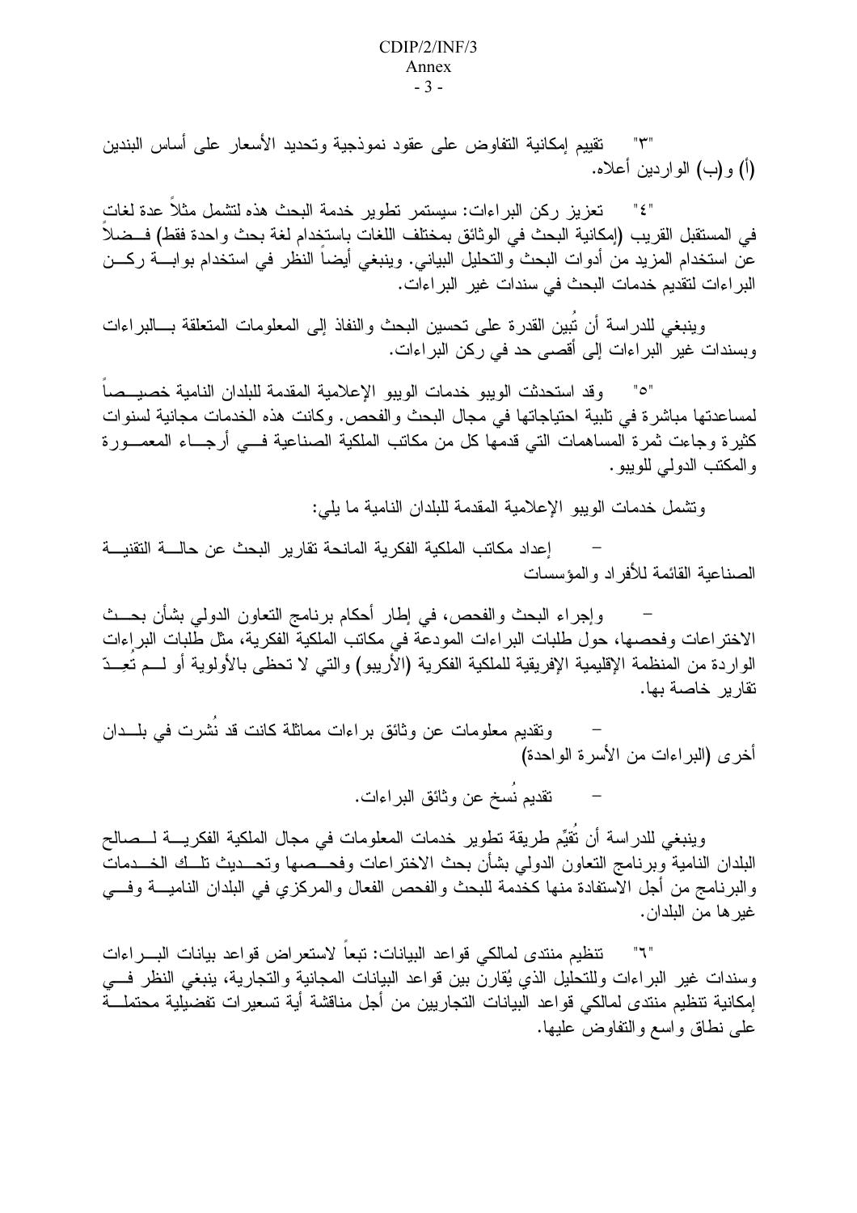"٣" تقييم إمكانية التفاوض على عقود نموذجية وتحديد الأسعار على أساس البندين (أ) و(ب) الواردين أعلاه.

"٤" تعزيز ركن البراءات: سيستمر تطوير خدمة البحث هذه لتشمل مثلاً عدة لغات في المستقبل القريب (إمكانية البحث في الوثائق بمختلف اللغات باستخدام لغة بحث واحدة فقط) فضلاً عن استخدام المزيد من أدوات البحث والتحليل البياني. وينبغي أيضاً النظر في استخدام بوابة ركن البراءات لتقديم خدمات البحث في سندات غير البراءات.

وينبغي للدراسة أن تُبين القدرة على تحسين البحث والنفاذ إلى المعلومات المتعلقة بالبراءات وبسندات غير البراءات إلى أقصى حد في ركن البراءات.

"٥" وقد استحدثت الويبو خدمات الويبو الإعلامية المقدمة للبلدان النامية خصيصاً لمساعدتها مباشرة في تلبية احتياجاتها في مجال البحث والفحص. وكانت هذه الخدمات مجانية لسنوات كثيرة وجاءت ثمرة المساهمات التي قدمها كل من مكاتب الملكية الصناعية في أرجاء المعمورة والمكتب الدولي للويبو.

وتشمل خدمات الويبو الإعلامية المقدمة للبلدان النامية ما يلي:

- إعداد مكاتب الملكية الفكرية المانحة تقارير البحث عن حالة التقنية الصناعية القائمة للأفراد والمؤسسات
- وإجراء البحث والفحص، في إطار أحكام برنامج التعاون الدولي بشأن بحث الاختراعات وفحصها، حول طلبات البراءات المودعة في مكاتب الملكية الفكرية، مثل طلبات البراءات الواردة من المنظمة الإقليمية الإفريقية للملكية الفكرية (الأريبو) والتي لا تحظى بالأولوية أو لم تُعد تقارير خاصة بها.
- وتقديم معلومات عن وثائق براءات مماثلة كانت قد نُشرت في بلدان أخرى (البراءات من الأسرة الواحدة)
- تقديم نُسخ عن وثائق البراءات.

وينبغي للدراسة أن تُقيّم طريقة تطوير خدمات المعلومات في مجال الملكية الفكرية لصالح البلدان النامية وبرنامج التعاون الدولي بشأن بحث الاختراعات وفحصها وتحديث تلك الخدمات والبرنامج من أجل الاستفادة منها كخدمة للبحث والفحص الفعال والمركزي في البلدان النامية وفي غيرها من البلدان.

"٦" تنظيم منتدى لمالكي قواعد البيانات: تبعاً لاستعراض قواعد بيانات البراءات وسندات غير البراءات وللتحليل الذي يُقارن بين قواعد البيانات المجانية والتجارية، ينبغي النظر في إمكانية تنظيم منتدى لمالكي قواعد البيانات التجاريين من أجل مناقشة أية تسعيرات تفضيلية محتملة على نطاق واسع والتفاوض عليها.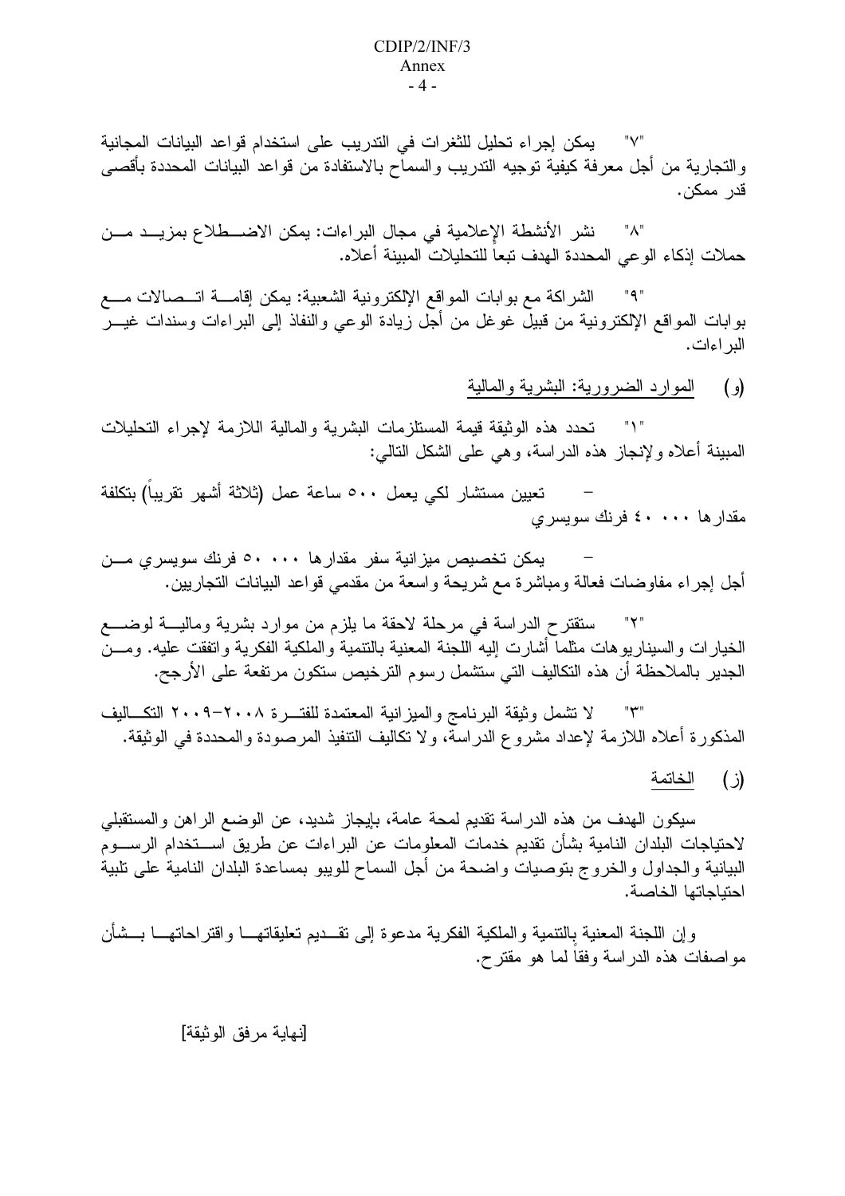"٧" يمكن إجراء تحليل للثغرات في التدريب على استخدام قواعد البيانات المجانية والتجارية من أجل معرفة كيفية توجيه التدريب والسماح بالاستفادة من قواعد البيانات المحددة بأقصى قدر ممكن.

"٨" نشر الأنشطة الإعلامية في مجال البراءات: يمكن الاضطلاع بمزيد من حملات إذكاء الوعي المحددة الهدف تبعاً للتحليلات المبينة أعلاه.

"٩" الشراكة مع بوابات المواقع الإلكترونية الشعبية: يمكن إقامة اتصالات مع بوابات المواقع الإلكترونية من قبيل غوغل من أجل زيادة الوعي والنفاذ إلى البراءات وسندات غير البراءات.

(و) الموارد الضرورية: البشرية والمالية

"١" تحدد هذه الوثيقة قيمة المستلزمات البشرية والمالية اللازمة لإجراء التحليلات المبينة أعلاه ولإنجاز هذه الدراسة، وهي على الشكل التالي:

- تعيين مستشار لكي يعمل ٥٠٠ ساعة عمل (ثلاثة أشهر تقريباً) بتكلفة مقدارها ٠٠٠ ٤٠ فرنك سويسري
- يمكن تخصيص ميزانية سفر مقدارها ٠٠٠ ٥٠ فرنك سويسري من أجل إجراء مفاوضات فعالة ومباشرة مع شريحة واسعة من مقدمي قواعد البيانات التجاريين.

"٢" ستقترح الدراسة في مرحلة لاحقة ما يلزم من موارد بشرية ومالية لوضع الخيارات والسيناريوهات مثلما أشارت إليه اللجنة المعنية بالتنمية والملكية الفكرية واتفقت عليه. ومن الجدير بالملاحظة أن هذه التكاليف التي ستشمل رسوم الترخيص ستكون مرتفعة على الأرجح.

"٣" لا تشمل وثيقة البرنامج والميزانية المعتمدة للفترة ٢٠٠٨-٢٠٠٩ التكاليف المذكورة أعلاه اللازمة لإعداد مشروع الدراسة، ولا تكاليف التنفيذ المرصودة والمحددة في الوثيقة.

(ز) الخاتمة

سيكون الهدف من هذه الدراسة تقديم لمحة عامة، بإيجاز شديد، عن الوضع الراهن والمستقبلي لاحتياجات البلدان النامية بشأن تقديم خدمات المعلومات عن البراءات عن طريق استخدام الرسوم البيانية والجداول والخروج بتوصيات واضحة من أجل السماح للويبو بمساعدة البلدان النامية على تلبية احتياجاتها الخاصة.

وإن اللجنة المعنية بالتنمية والملكية الفكرية مدعوة إلى تقديم تعليقاتها واقتراحاتها بشأن مواصفات هذه الدراسة وفقاً لما هو مقترح.

[نهاية مرفق الوثيقة]